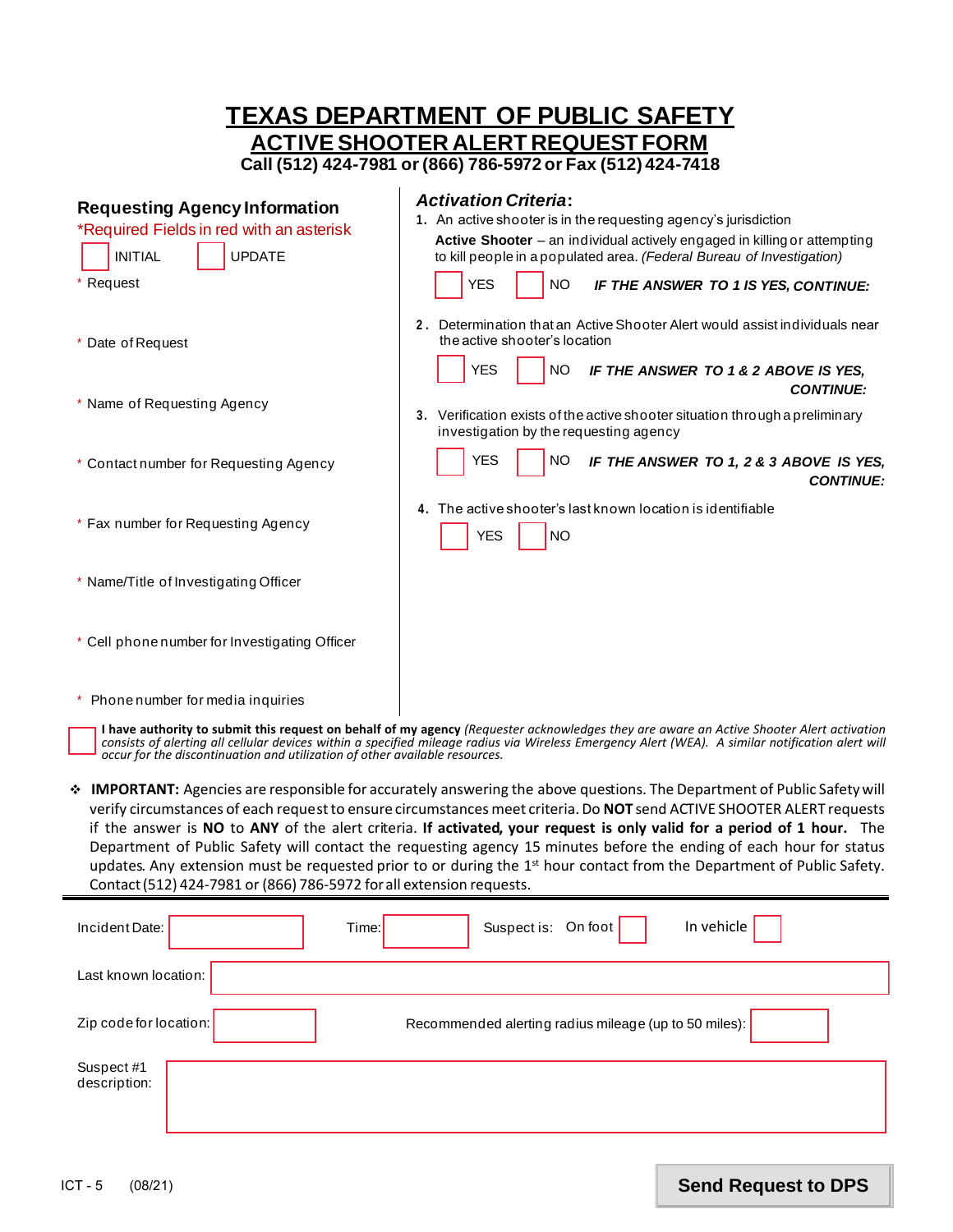# TEXAS DEPARTMENT OF PUBLIC SAFETY

## ACTIVE SHOOTER ALERT REQUEST FORM

**Call (512) 424-7981 or (866) 786-5972 or Fax (512) 424-7418**

### Requesting Agency Information

*Required Fields in red with an asterisk

☐ INITIAL ☐ UPDATE

\* Request

\* Date of Request

\* Name of Requesting Agency

\* Contact number for Requesting Agency

\* Fax number for Requesting Agency

\* Name/Title of Investigating Officer

\* Cell phone number for Investigating Officer

\* Phone number for media inquiries

### *Activation Criteria*:

1. An active shooter is in the requesting agency's jurisdiction

   **Active Shooter** – an individual actively engaged in killing or attempting to kill people in a populated area. *(Federal Bureau of Investigation)*

   ☐ YES ☐ NO ***IF THE ANSWER TO 1 IS YES, CONTINUE:***

2. Determination that an Active Shooter Alert would assist individuals near the active shooter's location

   ☐ YES ☐ NO ***IF THE ANSWER TO 1 & 2 ABOVE IS YES, CONTINUE:***

3. Verification exists of the active shooter situation through a preliminary investigation by the requesting agency

   ☐ YES ☐ NO ***IF THE ANSWER TO 1, 2 & 3 ABOVE IS YES, CONTINUE:***

4. The active shooter's last known location is identifiable

   ☐ YES ☐ NO

☐ **I have authority to submit this request on behalf of my agency** *(Requester acknowledges they are aware an Active Shooter Alert activation consists of alerting all cellular devices within a specified mileage radius via Wireless Emergency Alert (WEA). A similar notification alert will occur for the discontinuation and utilization of other available resources.*

❖ **IMPORTANT:** Agencies are responsible for accurately answering the above questions. The Department of Public Safety will verify circumstances of each request to ensure circumstances meet criteria. Do **NOT** send ACTIVE SHOOTER ALERT requests if the answer is **NO** to **ANY** of the alert criteria. **If activated, your request is only valid for a period of 1 hour.** The Department of Public Safety will contact the requesting agency 15 minutes before the ending of each hour for status updates. Any extension must be requested prior to or during the 1st hour contact from the Department of Public Safety. Contact (512) 424-7981 or (866) 786-5972 for all extension requests.

---

Incident Date: Time: Suspect is: On foot ☐ In vehicle ☐

Last known location:

Zip code for location: Recommended alerting radius mileage (up to 50 miles):

Suspect #1 description:

ICT - 5 (08/21)

Send Request to DPS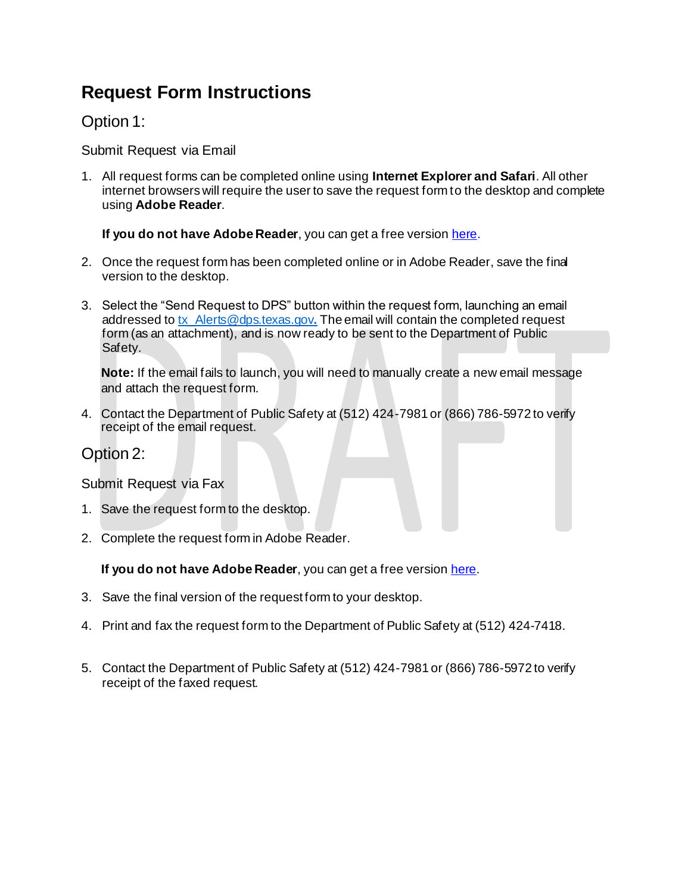# Request Form Instructions

## Option 1:

### Submit Request via Email

1. All request forms can be completed online using **Internet Explorer and Safari**. All other internet browsers will require the user to save the request form to the desktop and complete using **Adobe Reader**.

   **If you do not have Adobe Reader**, you can get a free version here.

2. Once the request form has been completed online or in Adobe Reader, save the final version to the desktop.

3. Select the "Send Request to DPS" button within the request form, launching an email addressed to tx_Alerts@dps.texas.gov. The email will contain the completed request form (as an attachment), and is now ready to be sent to the Department of Public Safety.

   **Note:** If the email fails to launch, you will need to manually create a new email message and attach the request form.

4. Contact the Department of Public Safety at (512) 424-7981 or (866) 786-5972 to verify receipt of the email request.

## Option 2:

### Submit Request via Fax

1. Save the request form to the desktop.

2. Complete the request form in Adobe Reader.

   **If you do not have Adobe Reader**, you can get a free version here.

3. Save the final version of the request form to your desktop.

4. Print and fax the request form to the Department of Public Safety at (512) 424-7418.

5. Contact the Department of Public Safety at (512) 424-7981 or (866) 786-5972 to verify receipt of the faxed request.